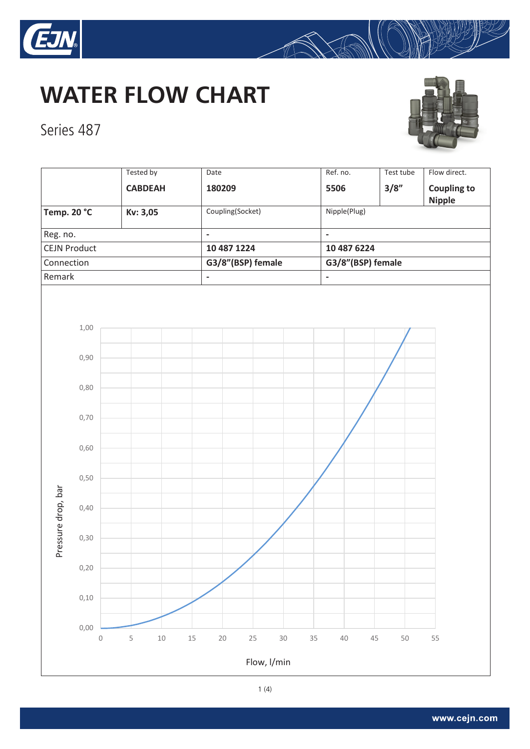# WATER FLOW CHART

Series 487

| | Tested by | Date | Ref. no. | Test tube | Flow direct. |
|---|---|---|---|---|---|
| | **CABDEAH** | **180209** | **5506** | **3/8"** | **Coupling to Nipple** |
| **Temp. 20 °C** | **Kv: 3,05** | Coupling(Socket) | Nipple(Plug) | | |
| Reg. no. | | **-** | **-** | | |
| CEJN Product | | **10 487 1224** | **10 487 6224** | | |
| Connection | | **G3/8"(BSP) female** | **G3/8"(BSP) female** | | |
| Remark | | **-** | **-** | | |

Pressure drop, bar

1,00
0,90
0,80
0,70
0,60
0,50
0,40
0,30
0,20
0,10
0,00

0 5 10 15 20 25 30 35 40 45 50 55

Flow, l/min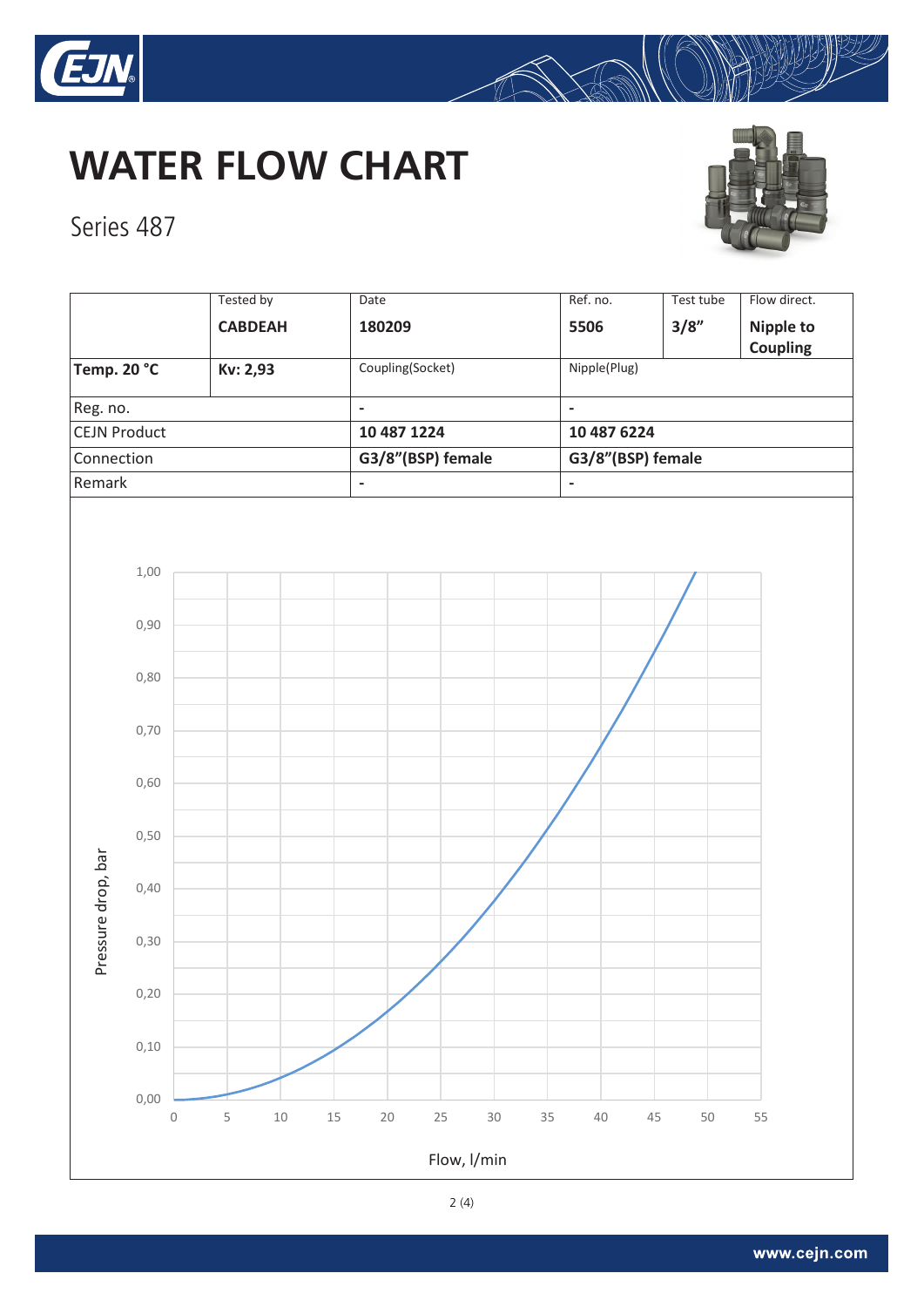# WATER FLOW CHART

Series 487

| | Tested by | Date | Ref. no. | Test tube | Flow direct. |
|---|---|---|---|---|---|
| | **CABDEAH** | **180209** | **5506** | **3/8"** | **Nipple to Coupling** |
| **Temp. 20 °C** | **Kv: 2,93** | Coupling(Socket) | Nipple(Plug) | | |
| Reg. no. | | **-** | **-** | | |
| CEJN Product | | **10 487 1224** | **10 487 6224** | | |
| Connection | | **G3/8"(BSP) female** | **G3/8"(BSP) female** | | |
| Remark | | **-** | **-** | | |

Pressure drop, bar (0,00–1,00) vs. Flow, l/min (0–55)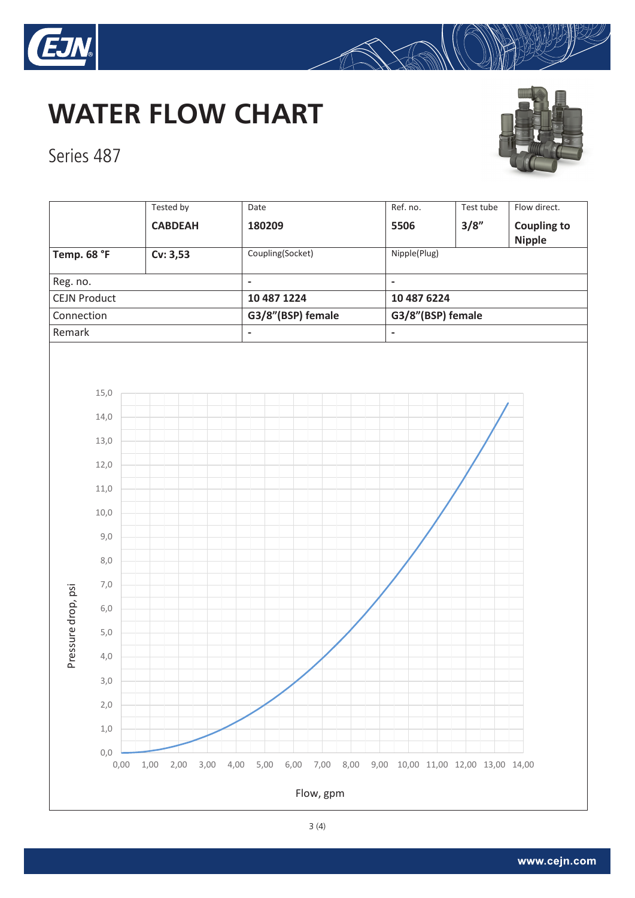# WATER FLOW CHART

Series 487

| | Tested by<br>**CABDEAH** | Date<br>**180209** | Ref. no.<br>**5506** | Test tube<br>**3/8"** | Flow direct.<br>**Coupling to Nipple** |
|---|---|---|---|---|---|
| **Temp. 68 °F** | **Cv: 3,53** | Coupling(Socket) | Nipple(Plug) | | |
| Reg. no. | | - | - | | |
| CEJN Product | | **10 487 1224** | **10 487 6224** | | |
| Connection | | **G3/8"(BSP) female** | **G3/8"(BSP) female** | | |
| Remark | | - | - | | |

Pressure drop, psi (0,0 – 15,0) vs. Flow, gpm (0,00 – 14,00)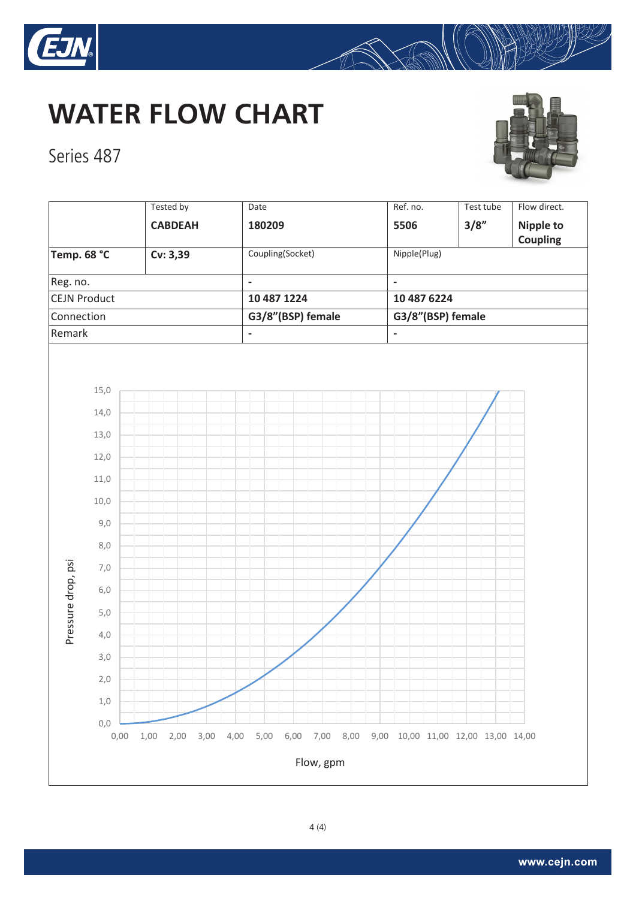# WATER FLOW CHART

Series 487

| | Tested by | Date | Ref. no. | Test tube | Flow direct. |
|---|---|---|---|---|---|
| | **CABDEAH** | **180209** | **5506** | **3/8"** | **Nipple to Coupling** |
| **Temp. 68 °C** | **Cv: 3,39** | Coupling(Socket) | Nipple(Plug) | | |
| Reg. no. | | **-** | **-** | | |
| CEJN Product | | **10 487 1224** | **10 487 6224** | | |
| Connection | | **G3/8"(BSP) female** | **G3/8"(BSP) female** | | |
| Remark | | **-** | **-** | | |

Pressure drop, psi

15,0
14,0
13,0
12,0
11,0
10,0
9,0
8,0
7,0
6,0
5,0
4,0
3,0
2,0
1,0
0,0

0,00 1,00 2,00 3,00 4,00 5,00 6,00 7,00 8,00 9,00 10,00 11,00 12,00 13,00 14,00

Flow, gpm

www.cejn.com